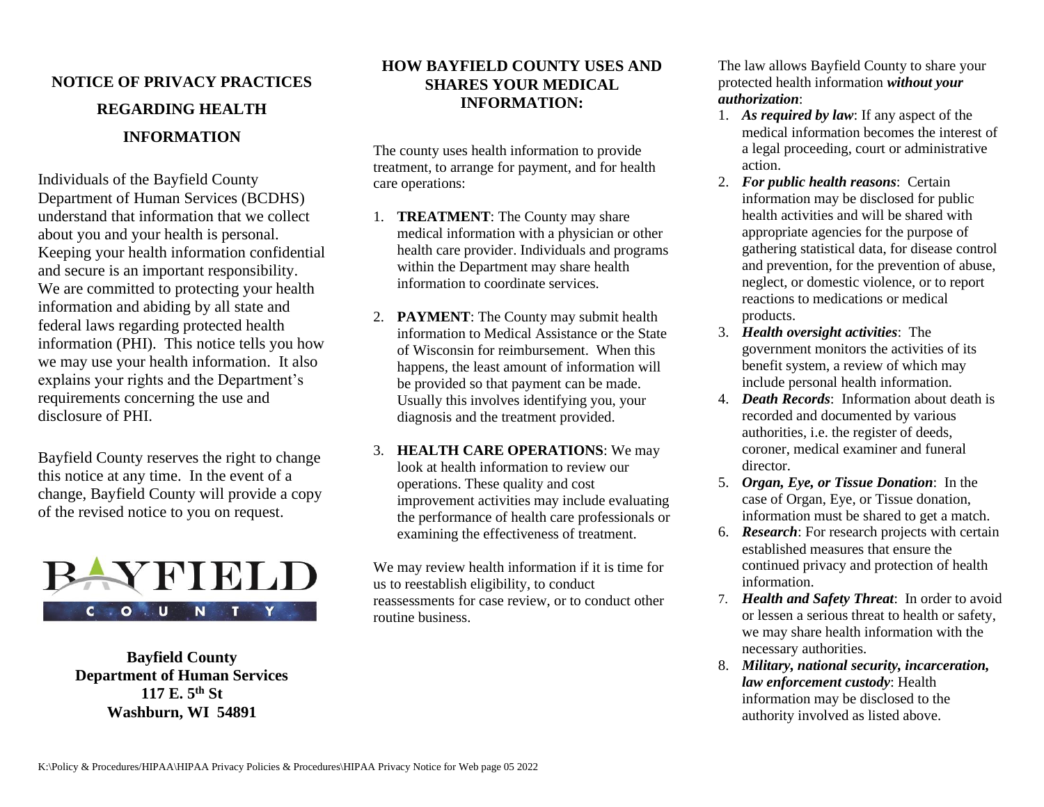# NOTICE OF PRIVACY PRACTICES REGARDING HEALTH INFORMATION

Individuals of the Bayfield County Department of Human Services (BCDHS) understand that information that we collect about you and your health is personal. Keeping your health information confidential and secure is an important responsibility. We are committed to protecting your health information and abiding by all state and federal laws regarding protected health information (PHI). This notice tells you how we may use your health information. It also explains your rights and the Department's requirements concerning the use and disclosure of PHI.

Bayfield County reserves the right to change this notice at any time. In the event of a change, Bayfield County will provide a copy of the revised notice to you on request.

BAYFIELD COUNTY

**Bayfield County**
**Department of Human Services**
**117 E. 5th St**
**Washburn, WI 54891**

## HOW BAYFIELD COUNTY USES AND SHARES YOUR MEDICAL INFORMATION:

The county uses health information to provide treatment, to arrange for payment, and for health care operations:

1. **TREATMENT**: The County may share medical information with a physician or other health care provider. Individuals and programs within the Department may share health information to coordinate services.
2. **PAYMENT**: The County may submit health information to Medical Assistance or the State of Wisconsin for reimbursement. When this happens, the least amount of information will be provided so that payment can be made. Usually this involves identifying you, your diagnosis and the treatment provided.
3. **HEALTH CARE OPERATIONS**: We may look at health information to review our operations. These quality and cost improvement activities may include evaluating the performance of health care professionals or examining the effectiveness of treatment.

We may review health information if it is time for us to reestablish eligibility, to conduct reassessments for case review, or to conduct other routine business.

The law allows Bayfield County to share your protected health information ***without your authorization***:

1. ***As required by law***: If any aspect of the medical information becomes the interest of a legal proceeding, court or administrative action.
2. ***For public health reasons***: Certain information may be disclosed for public health activities and will be shared with appropriate agencies for the purpose of gathering statistical data, for disease control and prevention, for the prevention of abuse, neglect, or domestic violence, or to report reactions to medications or medical products.
3. ***Health oversight activities***: The government monitors the activities of its benefit system, a review of which may include personal health information.
4. ***Death Records***: Information about death is recorded and documented by various authorities, i.e. the register of deeds, coroner, medical examiner and funeral director.
5. ***Organ, Eye, or Tissue Donation***: In the case of Organ, Eye, or Tissue donation, information must be shared to get a match.
6. ***Research***: For research projects with certain established measures that ensure the continued privacy and protection of health information.
7. ***Health and Safety Threat***: In order to avoid or lessen a serious threat to health or safety, we may share health information with the necessary authorities.
8. ***Military, national security, incarceration, law enforcement custody***: Health information may be disclosed to the authority involved as listed above.

K:\Policy & Procedures/HIPAA\HIPAA Privacy Policies & Procedures\HIPAA Privacy Notice for Web page 05 2022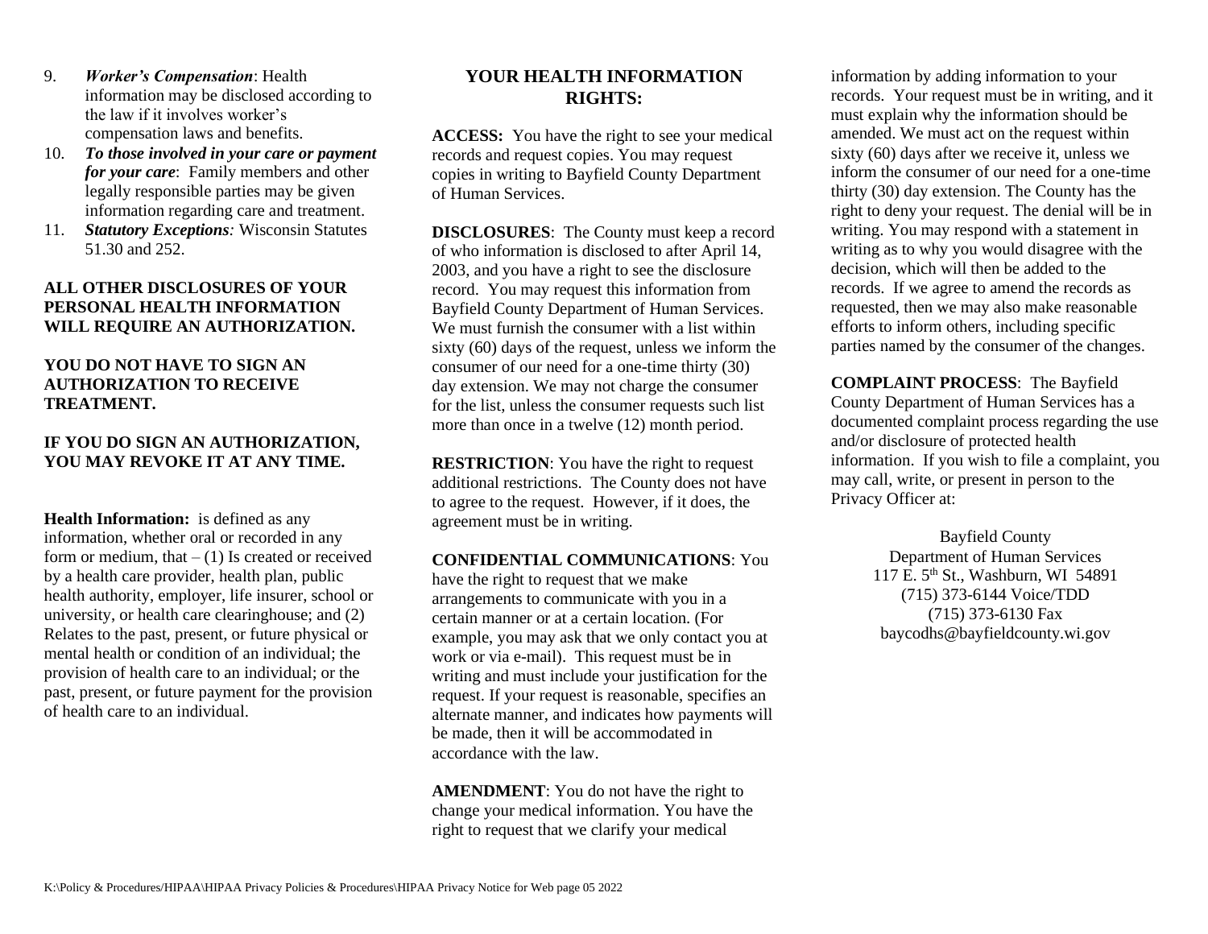9. ***Worker's Compensation***: Health information may be disclosed according to the law if it involves worker's compensation laws and benefits.
10. ***To those involved in your care or payment for your care***: Family members and other legally responsible parties may be given information regarding care and treatment.
11. ***Statutory Exceptions:*** Wisconsin Statutes 51.30 and 252.

**ALL OTHER DISCLOSURES OF YOUR PERSONAL HEALTH INFORMATION WILL REQUIRE AN AUTHORIZATION.**

**YOU DO NOT HAVE TO SIGN AN AUTHORIZATION TO RECEIVE TREATMENT.**

**IF YOU DO SIGN AN AUTHORIZATION, YOU MAY REVOKE IT AT ANY TIME.**

**Health Information:** is defined as any information, whether oral or recorded in any form or medium, that – (1) Is created or received by a health care provider, health plan, public health authority, employer, life insurer, school or university, or health care clearinghouse; and (2) Relates to the past, present, or future physical or mental health or condition of an individual; the provision of health care to an individual; or the past, present, or future payment for the provision of health care to an individual.

## YOUR HEALTH INFORMATION RIGHTS:

**ACCESS:** You have the right to see your medical records and request copies. You may request copies in writing to Bayfield County Department of Human Services.

**DISCLOSURES**: The County must keep a record of who information is disclosed to after April 14, 2003, and you have a right to see the disclosure record. You may request this information from Bayfield County Department of Human Services. We must furnish the consumer with a list within sixty (60) days of the request, unless we inform the consumer of our need for a one-time thirty (30) day extension. We may not charge the consumer for the list, unless the consumer requests such list more than once in a twelve (12) month period.

**RESTRICTION**: You have the right to request additional restrictions. The County does not have to agree to the request. However, if it does, the agreement must be in writing.

**CONFIDENTIAL COMMUNICATIONS**: You have the right to request that we make arrangements to communicate with you in a certain manner or at a certain location. (For example, you may ask that we only contact you at work or via e-mail). This request must be in writing and must include your justification for the request. If your request is reasonable, specifies an alternate manner, and indicates how payments will be made, then it will be accommodated in accordance with the law.

**AMENDMENT**: You do not have the right to change your medical information. You have the right to request that we clarify your medical information by adding information to your records. Your request must be in writing, and it must explain why the information should be amended. We must act on the request within sixty (60) days after we receive it, unless we inform the consumer of our need for a one-time thirty (30) day extension. The County has the right to deny your request. The denial will be in writing. You may respond with a statement in writing as to why you would disagree with the decision, which will then be added to the records. If we agree to amend the records as requested, then we may also make reasonable efforts to inform others, including specific parties named by the consumer of the changes.

**COMPLAINT PROCESS**: The Bayfield County Department of Human Services has a documented complaint process regarding the use and/or disclosure of protected health information. If you wish to file a complaint, you may call, write, or present in person to the Privacy Officer at:

Bayfield County
Department of Human Services
117 E. 5th St., Washburn, WI 54891
(715) 373-6144 Voice/TDD
(715) 373-6130 Fax
baycodhs@bayfieldcounty.wi.gov

K:\Policy & Procedures/HIPAA\HIPAA Privacy Policies & Procedures\HIPAA Privacy Notice for Web page 05 2022